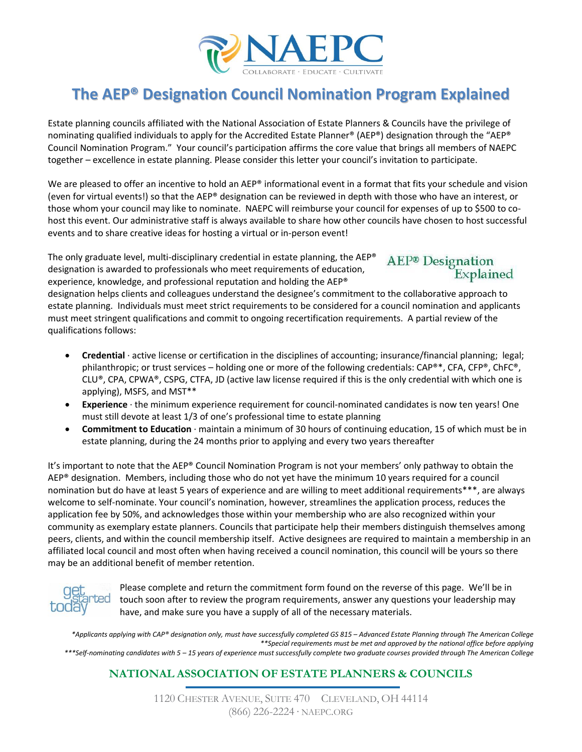# The AEP® Designation Council Nomination Program Explained

Estate planning councils affiliated with the National Association of Estate Planners & Councils have the privilege of nominating qualified individuals to apply for the Accredited Estate Planner® (AEP®) designation through the "AEP® Council Nomination Program." Your council's participation affirms the core value that brings all members of NAEPC together – excellence in estate planning. Please consider this letter your council's invitation to participate.

We are pleased to offer an incentive to hold an AEP® informational event in a format that fits your schedule and vision (even for virtual events!) so that the AEP® designation can be reviewed in depth with those who have an interest, or those whom your council may like to nominate. NAEPC will reimburse your council for expenses of up to $500 to co-host this event. Our administrative staff is always available to share how other councils have chosen to host successful events and to share creative ideas for hosting a virtual or in-person event!

AEP® Designation Explained

The only graduate level, multi-disciplinary credential in estate planning, the AEP® designation is awarded to professionals who meet requirements of education, experience, knowledge, and professional reputation and holding the AEP® designation helps clients and colleagues understand the designee's commitment to the collaborative approach to estate planning. Individuals must meet strict requirements to be considered for a council nomination and applicants must meet stringent qualifications and commit to ongoing recertification requirements. A partial review of the qualifications follows:

- **Credential** · active license or certification in the disciplines of accounting; insurance/financial planning; legal; philanthropic; or trust services – holding one or more of the following credentials: CAP®*, CFA, CFP®, ChFC®, CLU®, CPA, CPWA®, CSPG, CTFA, JD (active law license required if this is the only credential with which one is applying), MSFS, and MST**
- **Experience** · the minimum experience requirement for council-nominated candidates is now ten years! One must still devote at least 1/3 of one's professional time to estate planning
- **Commitment to Education** · maintain a minimum of 30 hours of continuing education, 15 of which must be in estate planning, during the 24 months prior to applying and every two years thereafter

It's important to note that the AEP® Council Nomination Program is not your members' only pathway to obtain the AEP® designation. Members, including those who do not yet have the minimum 10 years required for a council nomination but do have at least 5 years of experience and are willing to meet additional requirements***, are always welcome to self-nominate. Your council's nomination, however, streamlines the application process, reduces the application fee by 50%, and acknowledges those within your membership who are also recognized within your community as exemplary estate planners. Councils that participate help their members distinguish themselves among peers, clients, and within the council membership itself. Active designees are required to maintain a membership in an affiliated local council and most often when having received a council nomination, this council will be yours so there may be an additional benefit of member retention.

get started today

Please complete and return the commitment form found on the reverse of this page. We'll be in touch soon after to review the program requirements, answer any questions your leadership may have, and make sure you have a supply of all of the necessary materials.

*\*Applicants applying with CAP® designation only, must have successfully completed GS 815 – Advanced Estate Planning through The American College*
*\*\*Special requirements must be met and approved by the national office before applying*
*\*\*\*Self-nominating candidates with 5 – 15 years of experience must successfully complete two graduate courses provided through The American College*

**NATIONAL ASSOCIATION OF ESTATE PLANNERS & COUNCILS**

1120 Chester Avenue, Suite 470 Cleveland, OH 44114
(866) 226-2224 · naepc.org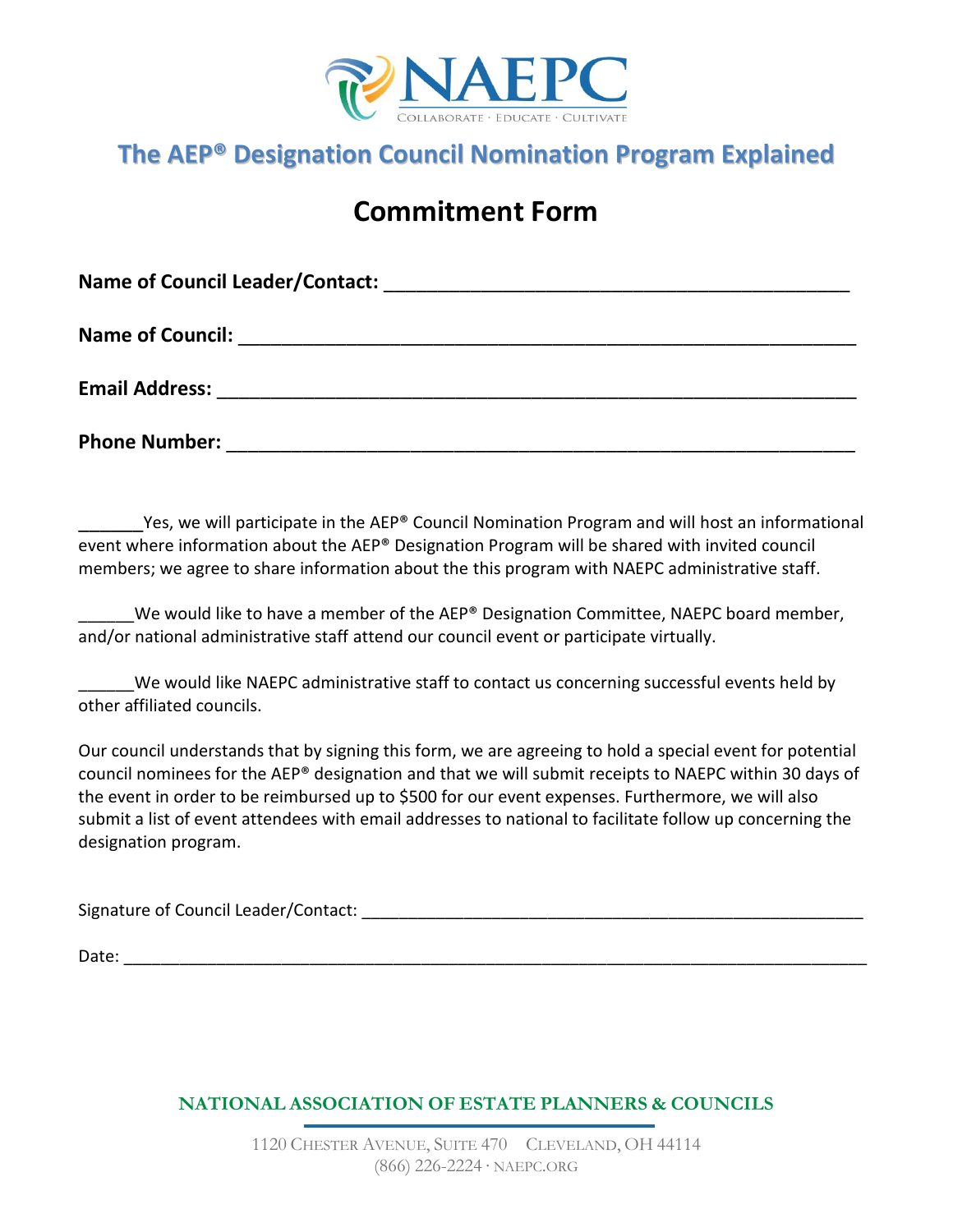NAEPC

COLLABORATE · EDUCATE · CULTIVATE

## The AEP® Designation Council Nomination Program Explained

# Commitment Form

**Name of Council Leader/Contact:** _____________________________________________

**Name of Council:** ____________________________________________________________

**Email Address:** ______________________________________________________________

**Phone Number:** ______________________________________________________________

_______Yes, we will participate in the AEP® Council Nomination Program and will host an informational event where information about the AEP® Designation Program will be shared with invited council members; we agree to share information about the this program with NAEPC administrative staff.

______We would like to have a member of the AEP® Designation Committee, NAEPC board member, and/or national administrative staff attend our council event or participate virtually.

______We would like NAEPC administrative staff to contact us concerning successful events held by other affiliated councils.

Our council understands that by signing this form, we are agreeing to hold a special event for potential council nominees for the AEP® designation and that we will submit receipts to NAEPC within 30 days of the event in order to be reimbursed up to $500 for our event expenses. Furthermore, we will also submit a list of event attendees with email addresses to national to facilitate follow up concerning the designation program.

Signature of Council Leader/Contact: _______________________________________________________

Date: ___________________________________________________________________________

NATIONAL ASSOCIATION OF ESTATE PLANNERS & COUNCILS

1120 Chester Avenue, Suite 470 Cleveland, OH 44114
(866) 226-2224 · naepc.org